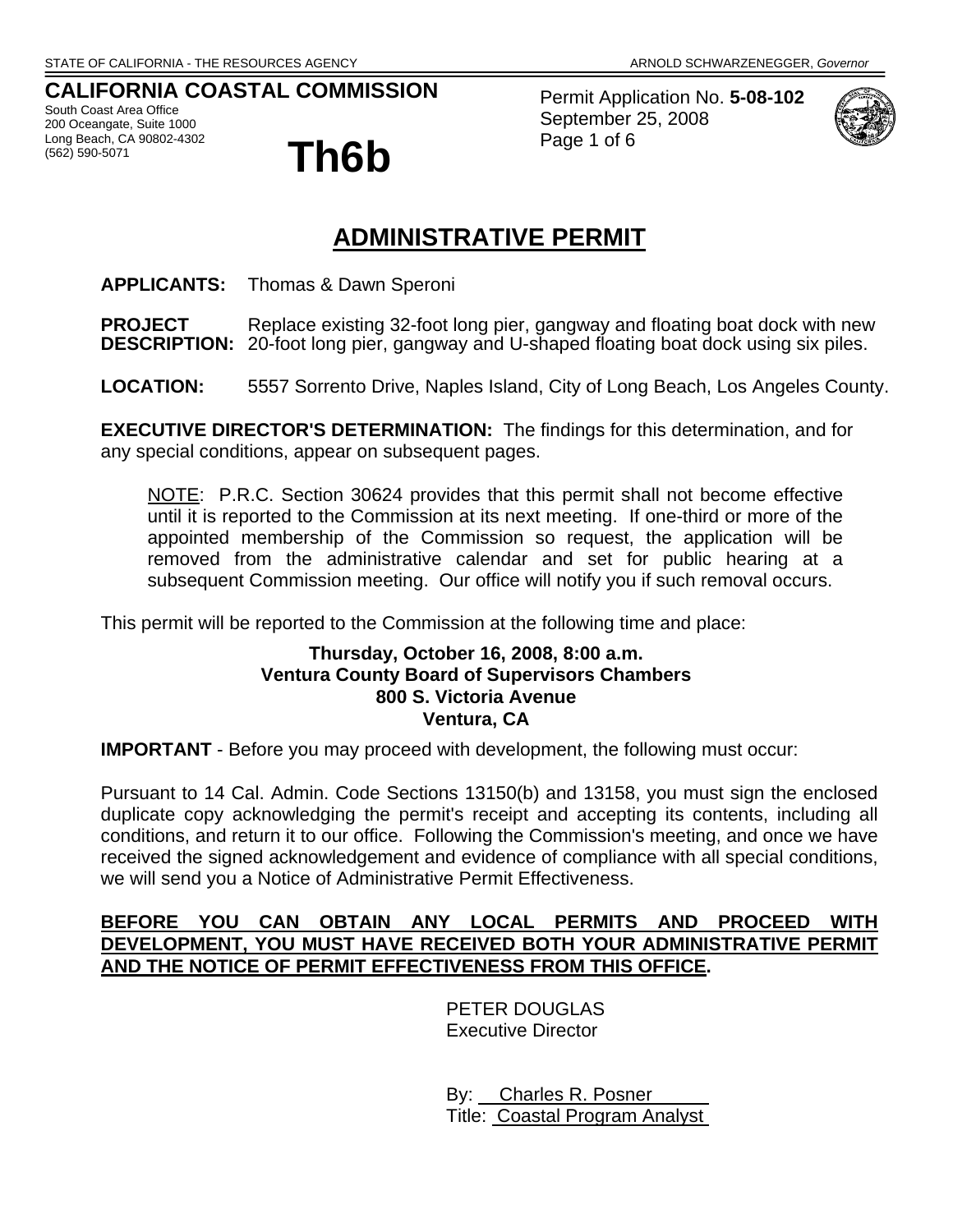STATE OF CALIFORNIA - THE RESOURCES AGENCY ARNOLD SCHWARZENEGGER, *Governor*

**CALIFORNIA COASTAL COMMISSION**
South Coast Area Office
200 Oceangate, Suite 1000
Long Beach, CA 90802-4302
(562) 590-5071

# Th6b

Permit Application No. **5-08-102**
September 25, 2008
Page 1 of 6

## ADMINISTRATIVE PERMIT

**APPLICANTS:** Thomas & Dawn Speroni

**PROJECT DESCRIPTION:** Replace existing 32-foot long pier, gangway and floating boat dock with new 20-foot long pier, gangway and U-shaped floating boat dock using six piles.

**LOCATION:** 5557 Sorrento Drive, Naples Island, City of Long Beach, Los Angeles County.

**EXECUTIVE DIRECTOR'S DETERMINATION:** The findings for this determination, and for any special conditions, appear on subsequent pages.

> NOTE: P.R.C. Section 30624 provides that this permit shall not become effective until it is reported to the Commission at its next meeting. If one-third or more of the appointed membership of the Commission so request, the application will be removed from the administrative calendar and set for public hearing at a subsequent Commission meeting. Our office will notify you if such removal occurs.

This permit will be reported to the Commission at the following time and place:

**Thursday, October 16, 2008, 8:00 a.m.**
**Ventura County Board of Supervisors Chambers**
**800 S. Victoria Avenue**
**Ventura, CA**

**IMPORTANT** - Before you may proceed with development, the following must occur:

Pursuant to 14 Cal. Admin. Code Sections 13150(b) and 13158, you must sign the enclosed duplicate copy acknowledging the permit's receipt and accepting its contents, including all conditions, and return it to our office. Following the Commission's meeting, and once we have received the signed acknowledgement and evidence of compliance with all special conditions, we will send you a Notice of Administrative Permit Effectiveness.

**BEFORE YOU CAN OBTAIN ANY LOCAL PERMITS AND PROCEED WITH DEVELOPMENT, YOU MUST HAVE RECEIVED BOTH YOUR ADMINISTRATIVE PERMIT AND THE NOTICE OF PERMIT EFFECTIVENESS FROM THIS OFFICE.**

PETER DOUGLAS
Executive Director

By: Charles R. Posner
Title: Coastal Program Analyst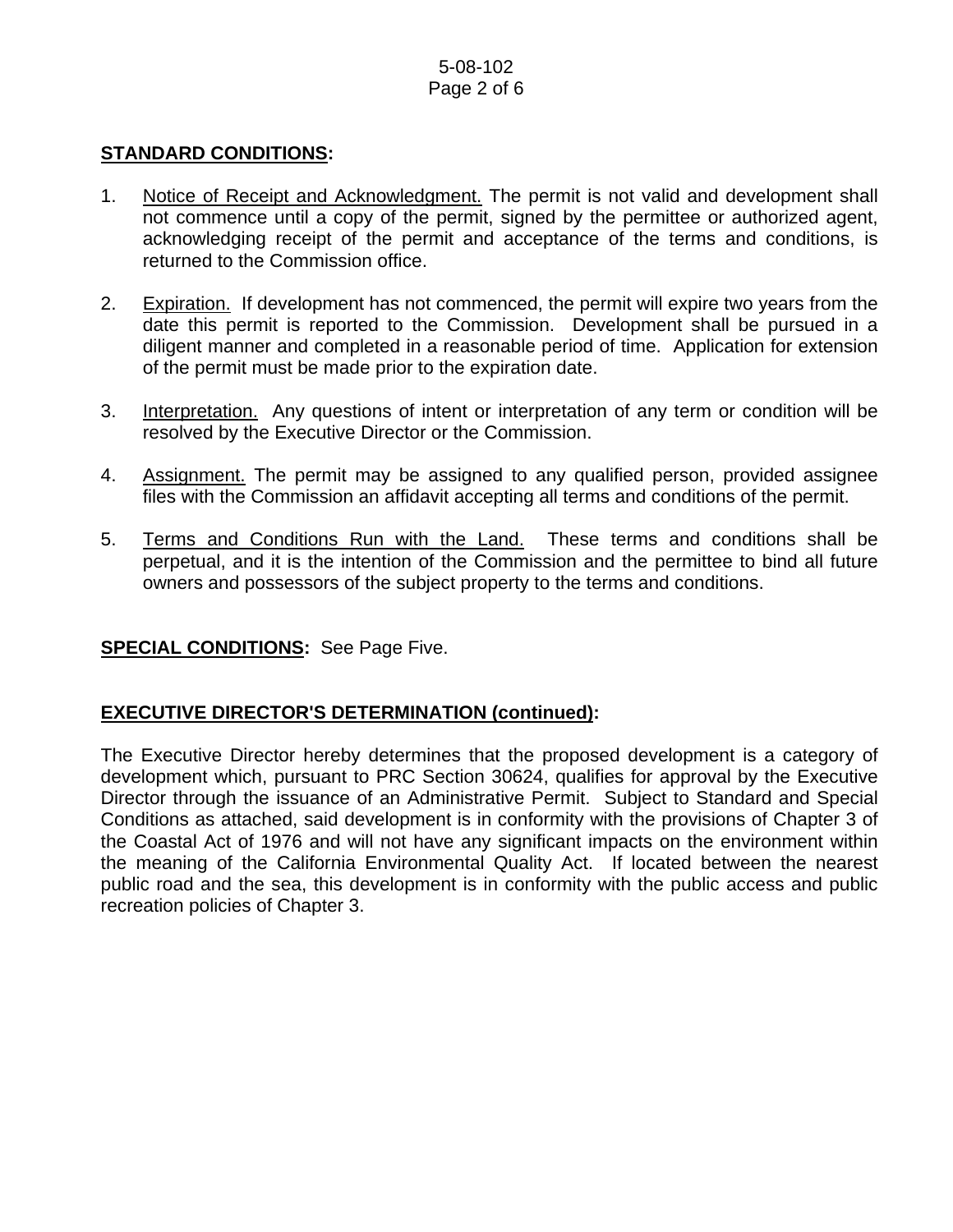**STANDARD CONDITIONS:**

1. Notice of Receipt and Acknowledgment. The permit is not valid and development shall not commence until a copy of the permit, signed by the permittee or authorized agent, acknowledging receipt of the permit and acceptance of the terms and conditions, is returned to the Commission office.

2. Expiration. If development has not commenced, the permit will expire two years from the date this permit is reported to the Commission. Development shall be pursued in a diligent manner and completed in a reasonable period of time. Application for extension of the permit must be made prior to the expiration date.

3. Interpretation. Any questions of intent or interpretation of any term or condition will be resolved by the Executive Director or the Commission.

4. Assignment. The permit may be assigned to any qualified person, provided assignee files with the Commission an affidavit accepting all terms and conditions of the permit.

5. Terms and Conditions Run with the Land. These terms and conditions shall be perpetual, and it is the intention of the Commission and the permittee to bind all future owners and possessors of the subject property to the terms and conditions.

**SPECIAL CONDITIONS:** See Page Five.

**EXECUTIVE DIRECTOR'S DETERMINATION (continued):**

The Executive Director hereby determines that the proposed development is a category of development which, pursuant to PRC Section 30624, qualifies for approval by the Executive Director through the issuance of an Administrative Permit. Subject to Standard and Special Conditions as attached, said development is in conformity with the provisions of Chapter 3 of the Coastal Act of 1976 and will not have any significant impacts on the environment within the meaning of the California Environmental Quality Act. If located between the nearest public road and the sea, this development is in conformity with the public access and public recreation policies of Chapter 3.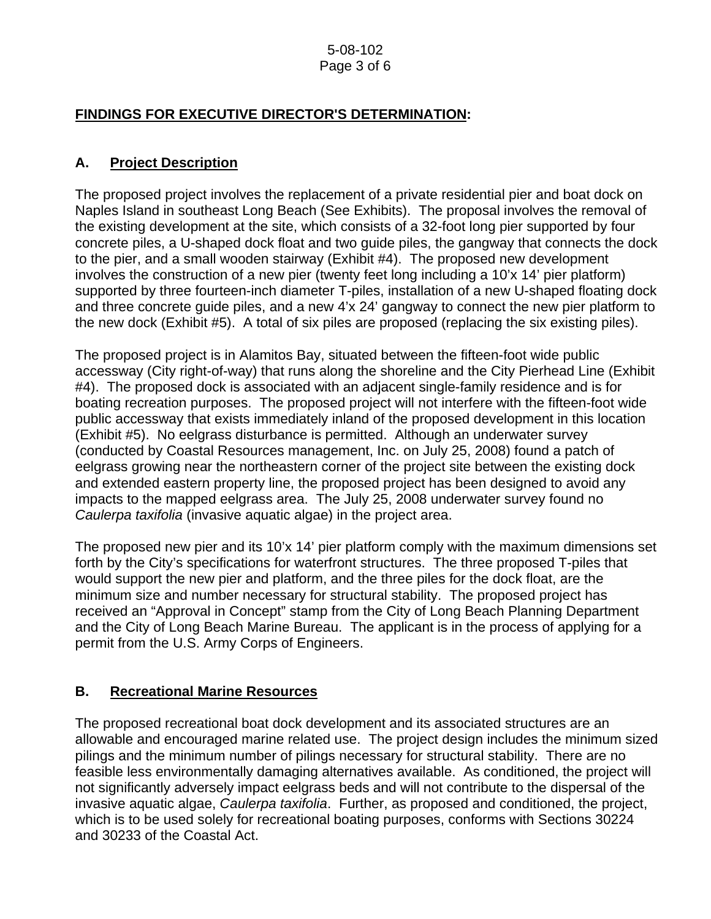## FINDINGS FOR EXECUTIVE DIRECTOR'S DETERMINATION:

### A. Project Description

The proposed project involves the replacement of a private residential pier and boat dock on Naples Island in southeast Long Beach (See Exhibits). The proposal involves the removal of the existing development at the site, which consists of a 32-foot long pier supported by four concrete piles, a U-shaped dock float and two guide piles, the gangway that connects the dock to the pier, and a small wooden stairway (Exhibit #4). The proposed new development involves the construction of a new pier (twenty feet long including a 10'x 14' pier platform) supported by three fourteen-inch diameter T-piles, installation of a new U-shaped floating dock and three concrete guide piles, and a new 4'x 24' gangway to connect the new pier platform to the new dock (Exhibit #5). A total of six piles are proposed (replacing the six existing piles).

The proposed project is in Alamitos Bay, situated between the fifteen-foot wide public accessway (City right-of-way) that runs along the shoreline and the City Pierhead Line (Exhibit #4). The proposed dock is associated with an adjacent single-family residence and is for boating recreation purposes. The proposed project will not interfere with the fifteen-foot wide public accessway that exists immediately inland of the proposed development in this location (Exhibit #5). No eelgrass disturbance is permitted. Although an underwater survey (conducted by Coastal Resources management, Inc. on July 25, 2008) found a patch of eelgrass growing near the northeastern corner of the project site between the existing dock and extended eastern property line, the proposed project has been designed to avoid any impacts to the mapped eelgrass area. The July 25, 2008 underwater survey found no *Caulerpa taxifolia* (invasive aquatic algae) in the project area.

The proposed new pier and its 10'x 14' pier platform comply with the maximum dimensions set forth by the City's specifications for waterfront structures. The three proposed T-piles that would support the new pier and platform, and the three piles for the dock float, are the minimum size and number necessary for structural stability. The proposed project has received an "Approval in Concept" stamp from the City of Long Beach Planning Department and the City of Long Beach Marine Bureau. The applicant is in the process of applying for a permit from the U.S. Army Corps of Engineers.

### B. Recreational Marine Resources

The proposed recreational boat dock development and its associated structures are an allowable and encouraged marine related use. The project design includes the minimum sized pilings and the minimum number of pilings necessary for structural stability. There are no feasible less environmentally damaging alternatives available. As conditioned, the project will not significantly adversely impact eelgrass beds and will not contribute to the dispersal of the invasive aquatic algae, *Caulerpa taxifolia*. Further, as proposed and conditioned, the project, which is to be used solely for recreational boating purposes, conforms with Sections 30224 and 30233 of the Coastal Act.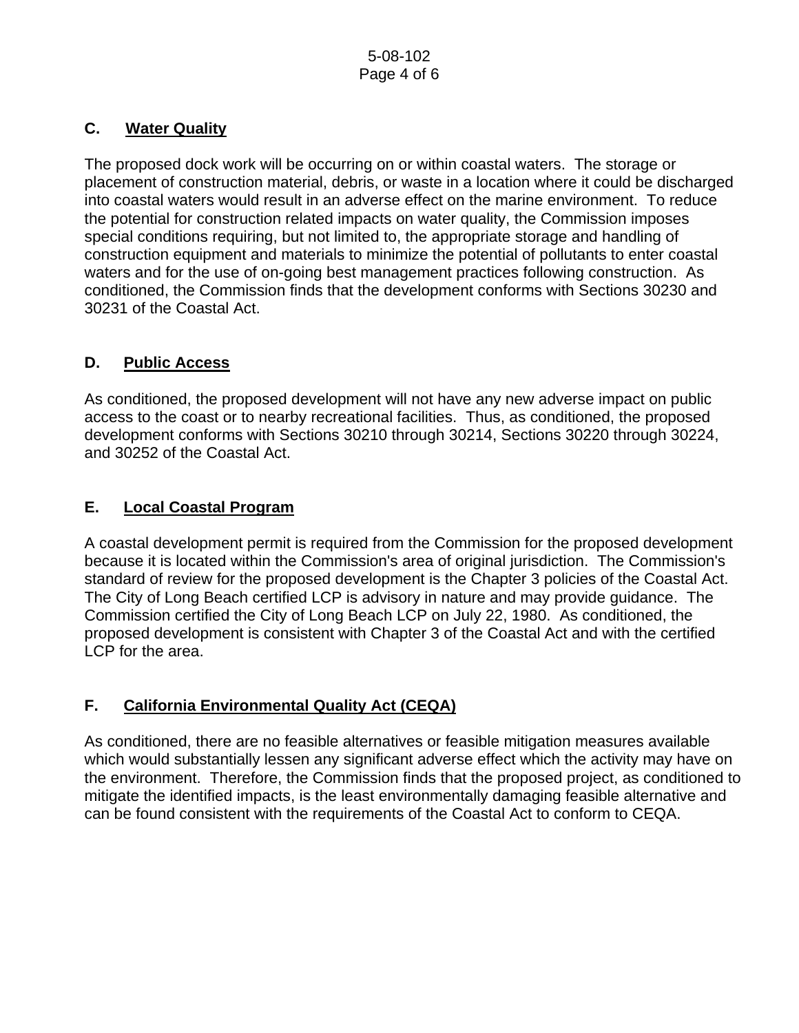### C. Water Quality

The proposed dock work will be occurring on or within coastal waters. The storage or placement of construction material, debris, or waste in a location where it could be discharged into coastal waters would result in an adverse effect on the marine environment. To reduce the potential for construction related impacts on water quality, the Commission imposes special conditions requiring, but not limited to, the appropriate storage and handling of construction equipment and materials to minimize the potential of pollutants to enter coastal waters and for the use of on-going best management practices following construction. As conditioned, the Commission finds that the development conforms with Sections 30230 and 30231 of the Coastal Act.

### D. Public Access

As conditioned, the proposed development will not have any new adverse impact on public access to the coast or to nearby recreational facilities. Thus, as conditioned, the proposed development conforms with Sections 30210 through 30214, Sections 30220 through 30224, and 30252 of the Coastal Act.

### E. Local Coastal Program

A coastal development permit is required from the Commission for the proposed development because it is located within the Commission's area of original jurisdiction. The Commission's standard of review for the proposed development is the Chapter 3 policies of the Coastal Act. The City of Long Beach certified LCP is advisory in nature and may provide guidance. The Commission certified the City of Long Beach LCP on July 22, 1980. As conditioned, the proposed development is consistent with Chapter 3 of the Coastal Act and with the certified LCP for the area.

### F. California Environmental Quality Act (CEQA)

As conditioned, there are no feasible alternatives or feasible mitigation measures available which would substantially lessen any significant adverse effect which the activity may have on the environment. Therefore, the Commission finds that the proposed project, as conditioned to mitigate the identified impacts, is the least environmentally damaging feasible alternative and can be found consistent with the requirements of the Coastal Act to conform to CEQA.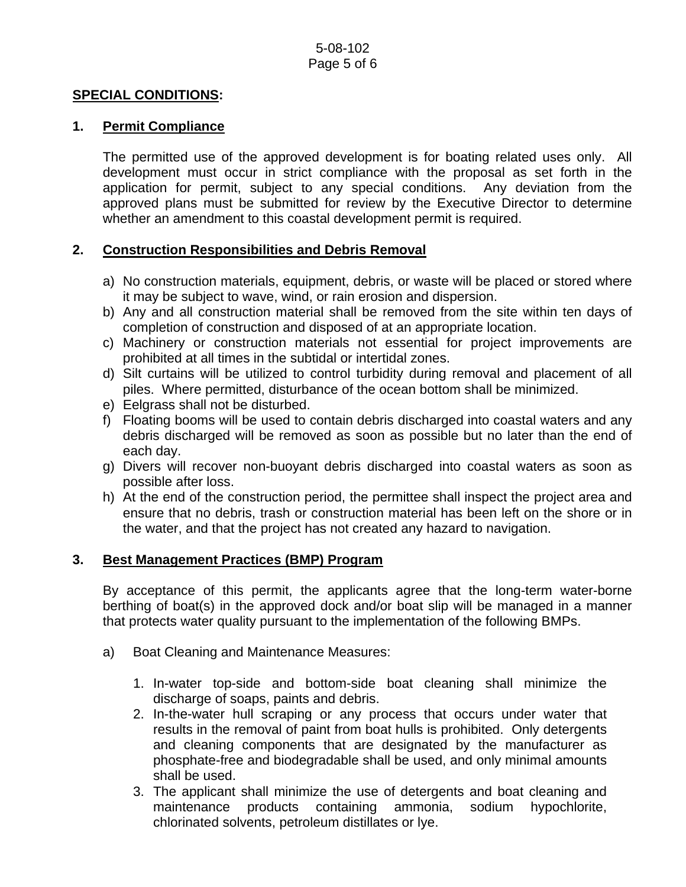## SPECIAL CONDITIONS:

### 1. Permit Compliance

The permitted use of the approved development is for boating related uses only. All development must occur in strict compliance with the proposal as set forth in the application for permit, subject to any special conditions. Any deviation from the approved plans must be submitted for review by the Executive Director to determine whether an amendment to this coastal development permit is required.

### 2. Construction Responsibilities and Debris Removal

a) No construction materials, equipment, debris, or waste will be placed or stored where it may be subject to wave, wind, or rain erosion and dispersion.
b) Any and all construction material shall be removed from the site within ten days of completion of construction and disposed of at an appropriate location.
c) Machinery or construction materials not essential for project improvements are prohibited at all times in the subtidal or intertidal zones.
d) Silt curtains will be utilized to control turbidity during removal and placement of all piles. Where permitted, disturbance of the ocean bottom shall be minimized.
e) Eelgrass shall not be disturbed.
f) Floating booms will be used to contain debris discharged into coastal waters and any debris discharged will be removed as soon as possible but no later than the end of each day.
g) Divers will recover non-buoyant debris discharged into coastal waters as soon as possible after loss.
h) At the end of the construction period, the permittee shall inspect the project area and ensure that no debris, trash or construction material has been left on the shore or in the water, and that the project has not created any hazard to navigation.

### 3. Best Management Practices (BMP) Program

By acceptance of this permit, the applicants agree that the long-term water-borne berthing of boat(s) in the approved dock and/or boat slip will be managed in a manner that protects water quality pursuant to the implementation of the following BMPs.

a) Boat Cleaning and Maintenance Measures:

1. In-water top-side and bottom-side boat cleaning shall minimize the discharge of soaps, paints and debris.
2. In-the-water hull scraping or any process that occurs under water that results in the removal of paint from boat hulls is prohibited. Only detergents and cleaning components that are designated by the manufacturer as phosphate-free and biodegradable shall be used, and only minimal amounts shall be used.
3. The applicant shall minimize the use of detergents and boat cleaning and maintenance products containing ammonia, sodium hypochlorite, chlorinated solvents, petroleum distillates or lye.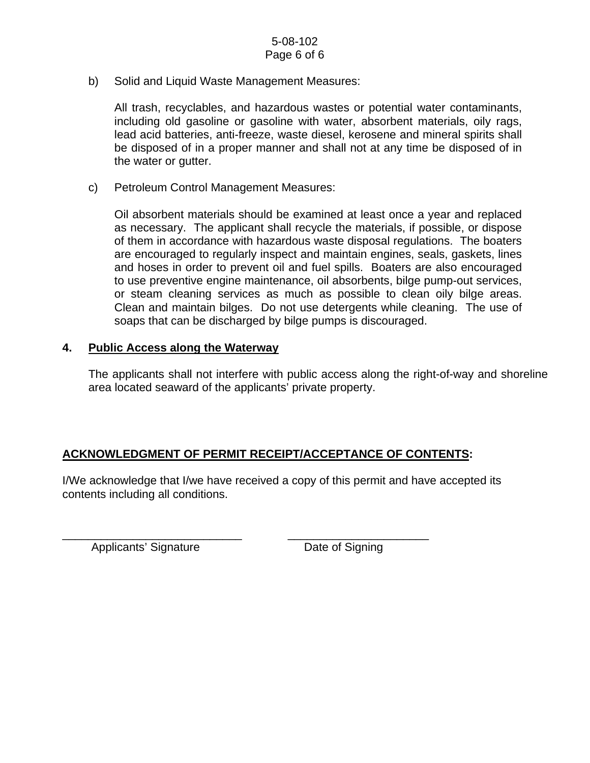b) Solid and Liquid Waste Management Measures:

   All trash, recyclables, and hazardous wastes or potential water contaminants, including old gasoline or gasoline with water, absorbent materials, oily rags, lead acid batteries, anti-freeze, waste diesel, kerosene and mineral spirits shall be disposed of in a proper manner and shall not at any time be disposed of in the water or gutter.

c) Petroleum Control Management Measures:

   Oil absorbent materials should be examined at least once a year and replaced as necessary. The applicant shall recycle the materials, if possible, or dispose of them in accordance with hazardous waste disposal regulations. The boaters are encouraged to regularly inspect and maintain engines, seals, gaskets, lines and hoses in order to prevent oil and fuel spills. Boaters are also encouraged to use preventive engine maintenance, oil absorbents, bilge pump-out services, or steam cleaning services as much as possible to clean oily bilge areas. Clean and maintain bilges. Do not use detergents while cleaning. The use of soaps that can be discharged by bilge pumps is discouraged.

**4. <u>Public Access along the Waterway</u>**

The applicants shall not interfere with public access along the right-of-way and shoreline area located seaward of the applicants' private property.

**<u>ACKNOWLEDGMENT OF PERMIT RECEIPT/ACCEPTANCE OF CONTENTS</u>:**

I/We acknowledge that I/we have received a copy of this permit and have accepted its contents including all conditions.

_____________________________ &nbsp;&nbsp;&nbsp;&nbsp;&nbsp; ______________________
Applicants' Signature &nbsp;&nbsp;&nbsp;&nbsp;&nbsp;&nbsp;&nbsp;&nbsp;&nbsp;&nbsp; Date of Signing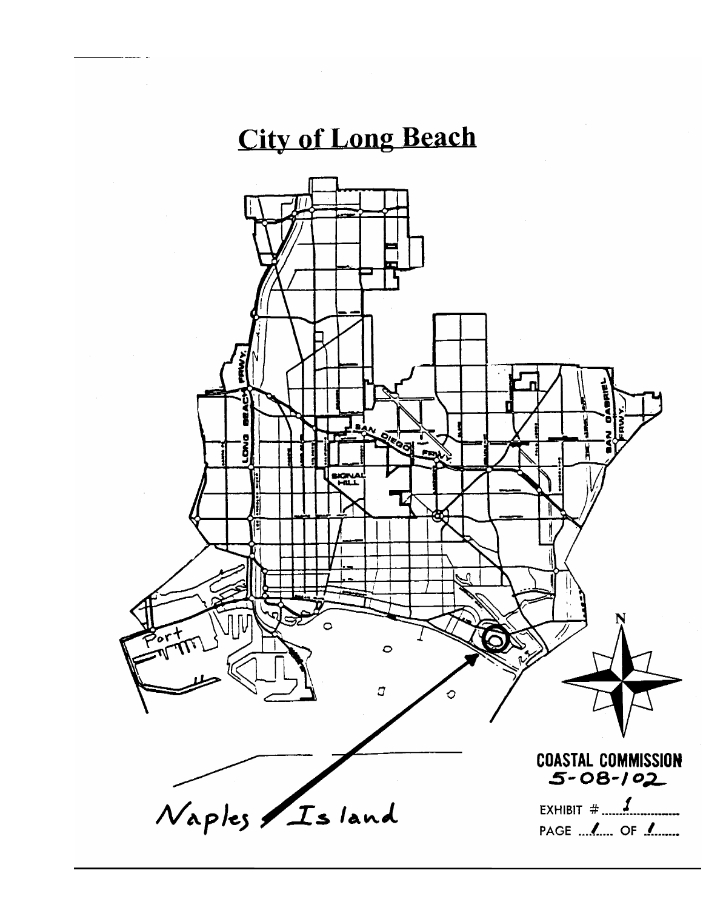# City of Long Beach

Naples Island

COASTAL COMMISSION
5-08-102

EXHIBIT # 1
PAGE 1 OF 1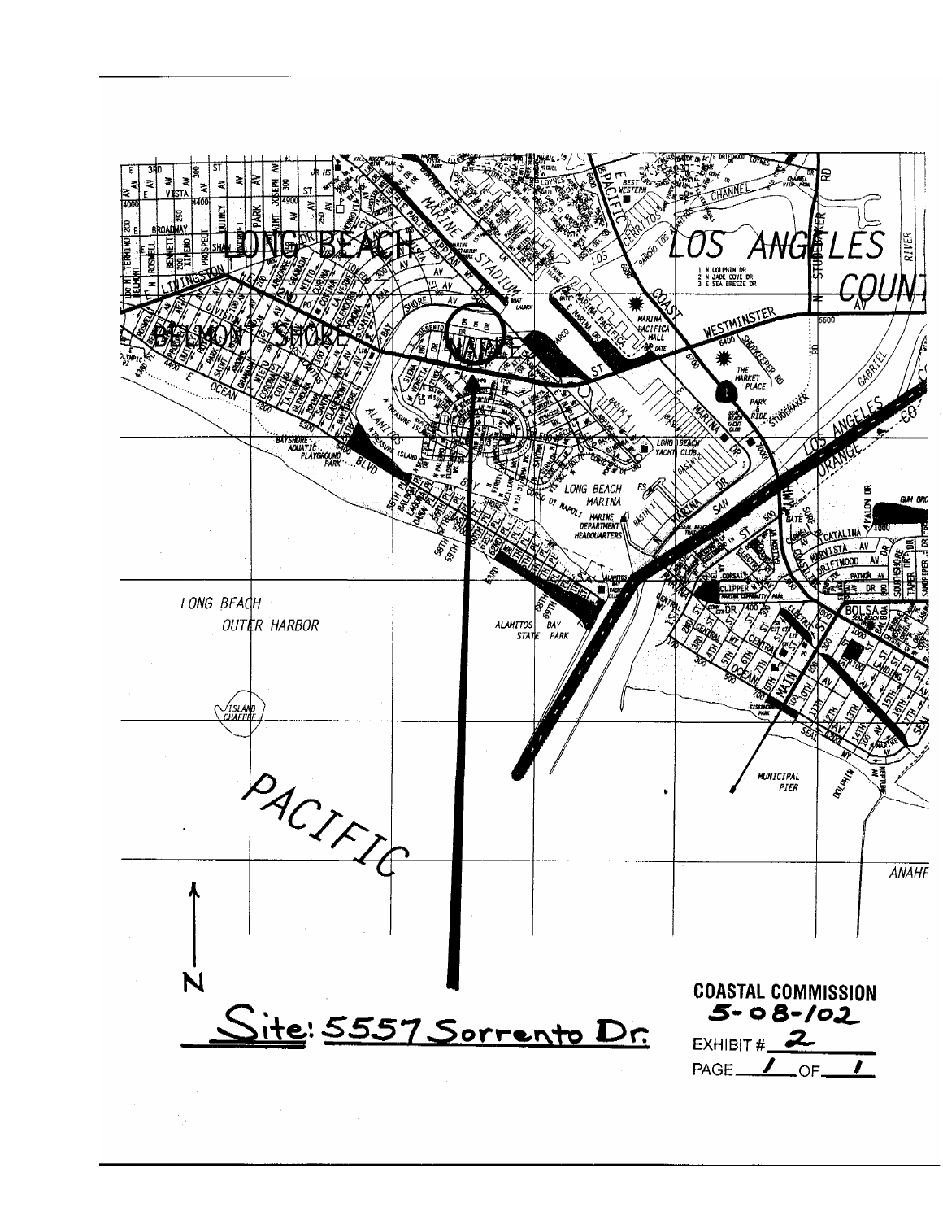**Site: 5557 Sorrento Dr.**

**COASTAL COMMISSION**
**5-08-102**
EXHIBIT # 2
PAGE 1 OF 1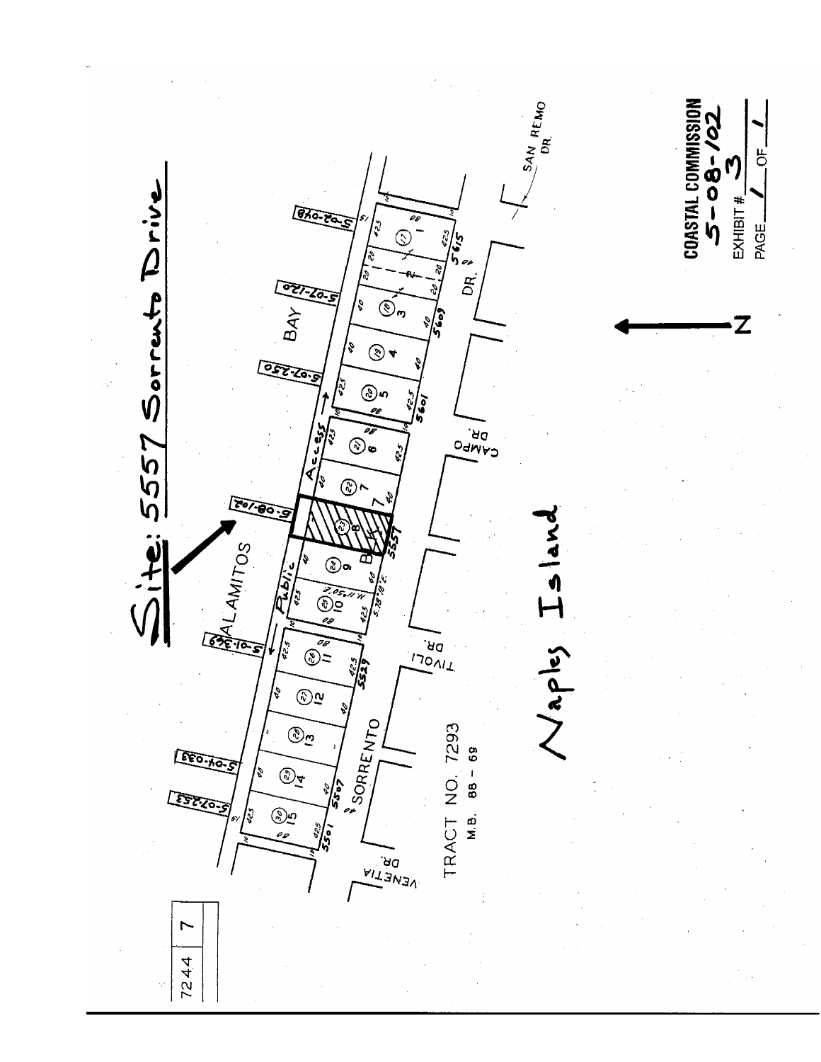# Site: 5557 Sorrento Drive

ALAMITOS BAY

Public Access

5-08-102

5-07-048

5-07-120

5-07-250

5-01-369

5-04-033

5-07-253

SAN REMO DR.

CAMPO DR.

TIVOLI DR.

VENETIA DR.

SORRENTO DR.

BLK. 7

5615

5609

5601

5557

5529

5507

5501

TRACT NO. 7293

M.B. 88 - 69

Naples Island

N

7244 | 7

**COASTAL COMMISSION**
5-08-102
EXHIBIT # 3
PAGE 1 OF 1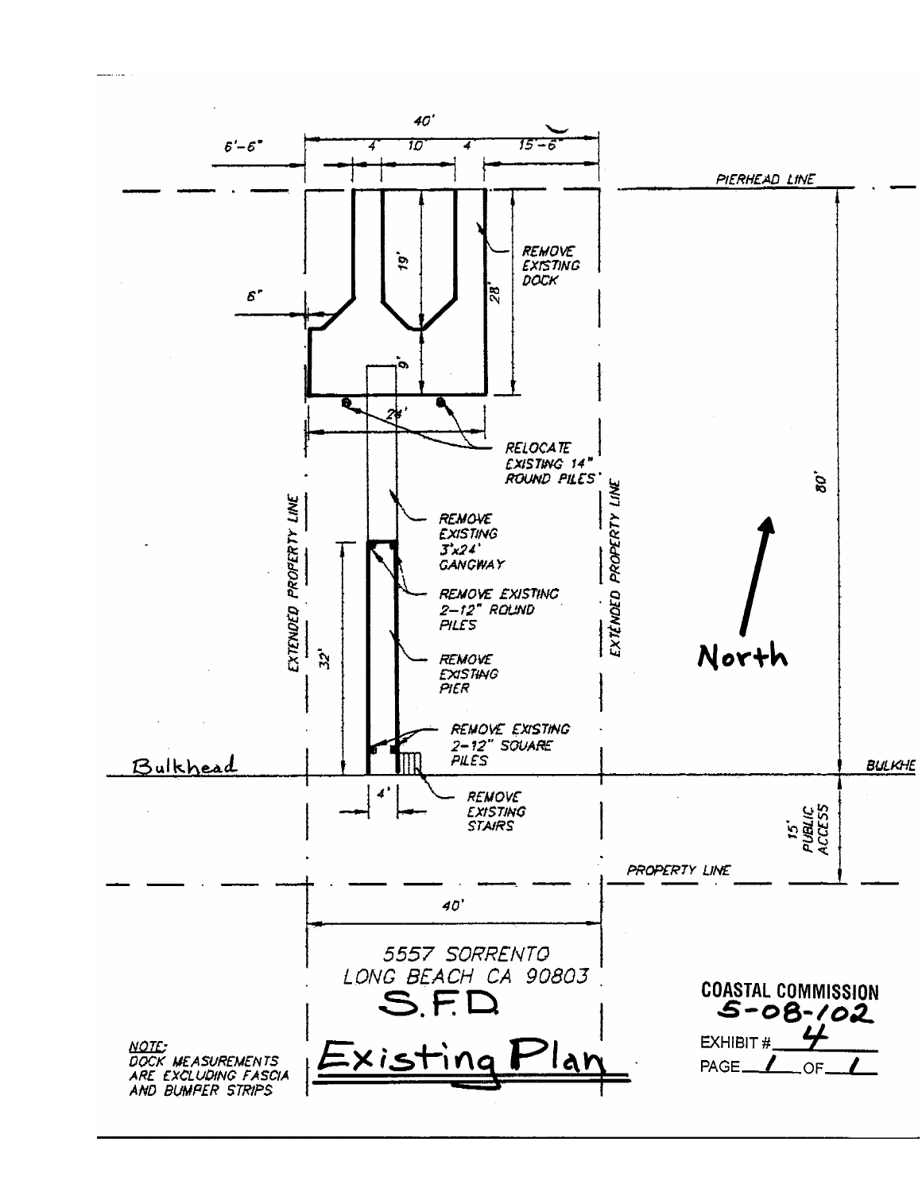40'

6'-6" | 4' | 10' | 4' | 15'-6"

PIERHEAD LINE

REMOVE EXISTING DOCK

19'

28'

6"

9'

24'

RELOCATE EXISTING 14" ROUND PILES

80'

REMOVE EXISTING 3'x24' GANGWAY

REMOVE EXISTING 2-12" ROUND PILES

EXTENDED PROPERTY LINE

EXTENDED PROPERTY LINE

32'

REMOVE EXISTING PIER

North

REMOVE EXISTING 2-12" SQUARE PILES

Bulkhead

BULKHE

4'

REMOVE EXISTING STAIRS

15' PUBLIC ACCESS

PROPERTY LINE

40'

5557 SORRENTO
LONG BEACH CA 90803

S.F.D.

Existing Plan

NOTE:
DOCK MEASUREMENTS ARE EXCLUDING FASCIA AND BUMPER STRIPS

**COASTAL COMMISSION**
**5-08-102**

EXHIBIT # 4

PAGE 1 OF 1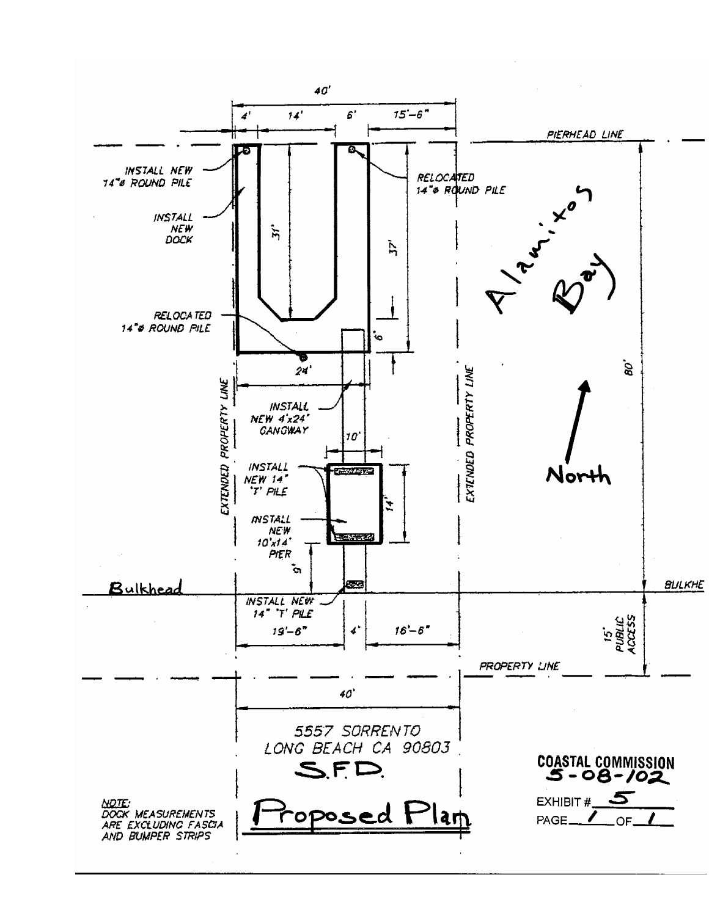40'

4' 14' 6' 15'-6"

PIERHEAD LINE

INSTALL NEW 14"ø ROUND PILE

INSTALL NEW DOCK

RELOCATED 14"ø ROUND PILE

31'

37'

6'

RELOCATED 14"ø ROUND PILE

24'

Alamitos Bay

80'

EXTENDED PROPERTY LINE

INSTALL NEW 4'x24' GANGWAY

EXTENDED PROPERTY LINE

10'

North

INSTALL NEW 14" 'T' PILE

14'

INSTALL NEW 10'x14' PIER

9'

Bulkhead

BULKHEAD

INSTALL NEW 14" 'T' PILE

19'-6" 4' 16'-6"

15' PUBLIC ACCESS

PROPERTY LINE

40'

5557 SORRENTO
LONG BEACH CA 90803

S.F.D.

Proposed Plan

NOTE:
DOCK MEASUREMENTS ARE EXCLUDING FASCIA AND BUMPER STRIPS

COASTAL COMMISSION
5-08-102

EXHIBIT # 5

PAGE 1 OF 1